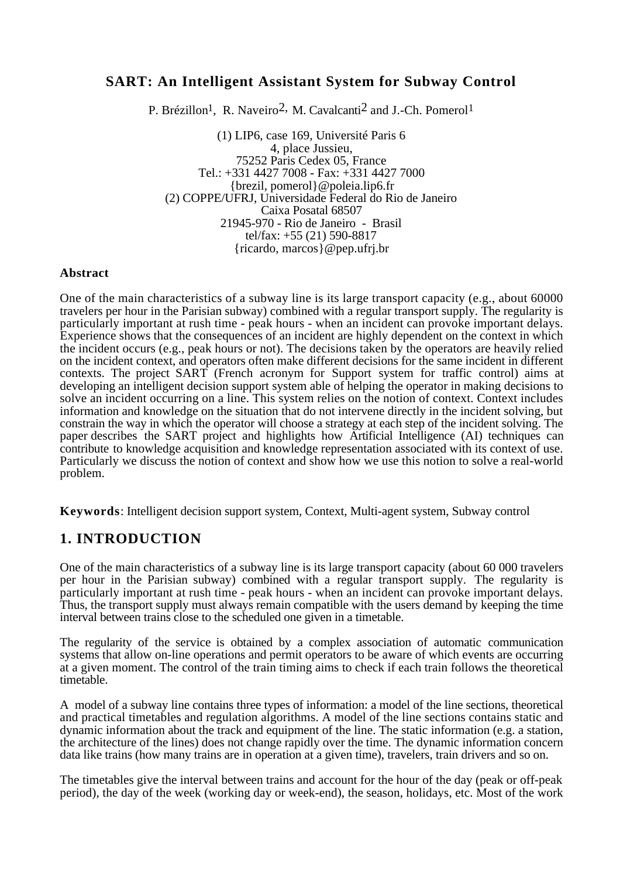# SART: An Intelligent Assistant System for Subway Control

P. Brézillon[1], R. Naveiro[2], M. Cavalcanti[2] and J.-Ch. Pomerol[1]

(1) LIP6, case 169, Université Paris 6
4, place Jussieu,
75252 Paris Cedex 05, France
Tel.: +331 4427 7008 - Fax: +331 4427 7000
{brezil, pomerol}@poleia.lip6.fr
(2) COPPE/UFRJ, Universidade Federal do Rio de Janeiro
Caixa Posatal 68507
21945-970 - Rio de Janeiro - Brasil
tel/fax: +55 (21) 590-8817
{ricardo, marcos}@pep.ufrj.br

### Abstract

One of the main characteristics of a subway line is its large transport capacity (e.g., about 60000 travelers per hour in the Parisian subway) combined with a regular transport supply. The regularity is particularly important at rush time - peak hours - when an incident can provoke important delays. Experience shows that the consequences of an incident are highly dependent on the context in which the incident occurs (e.g., peak hours or not). The decisions taken by the operators are heavily relied on the incident context, and operators often make different decisions for the same incident in different contexts. The project SART (French acronym for Support system for traffic control) aims at developing an intelligent decision support system able of helping the operator in making decisions to solve an incident occurring on a line. This system relies on the notion of context. Context includes information and knowledge on the situation that do not intervene directly in the incident solving, but constrain the way in which the operator will choose a strategy at each step of the incident solving. The paper describes the SART project and highlights how Artificial Intelligence (AI) techniques can contribute to knowledge acquisition and knowledge representation associated with its context of use. Particularly we discuss the notion of context and show how we use this notion to solve a real-world problem.

**Keywords**: Intelligent decision support system, Context, Multi-agent system, Subway control

## 1. INTRODUCTION

One of the main characteristics of a subway line is its large transport capacity (about 60 000 travelers per hour in the Parisian subway) combined with a regular transport supply. The regularity is particularly important at rush time - peak hours - when an incident can provoke important delays. Thus, the transport supply must always remain compatible with the users demand by keeping the time interval between trains close to the scheduled one given in a timetable.

The regularity of the service is obtained by a complex association of automatic communication systems that allow on-line operations and permit operators to be aware of which events are occurring at a given moment. The control of the train timing aims to check if each train follows the theoretical timetable.

A model of a subway line contains three types of information: a model of the line sections, theoretical and practical timetables and regulation algorithms. A model of the line sections contains static and dynamic information about the track and equipment of the line. The static information (e.g. a station, the architecture of the lines) does not change rapidly over the time. The dynamic information concern data like trains (how many trains are in operation at a given time), travelers, train drivers and so on.

The timetables give the interval between trains and account for the hour of the day (peak or off-peak period), the day of the week (working day or week-end), the season, holidays, etc. Most of the work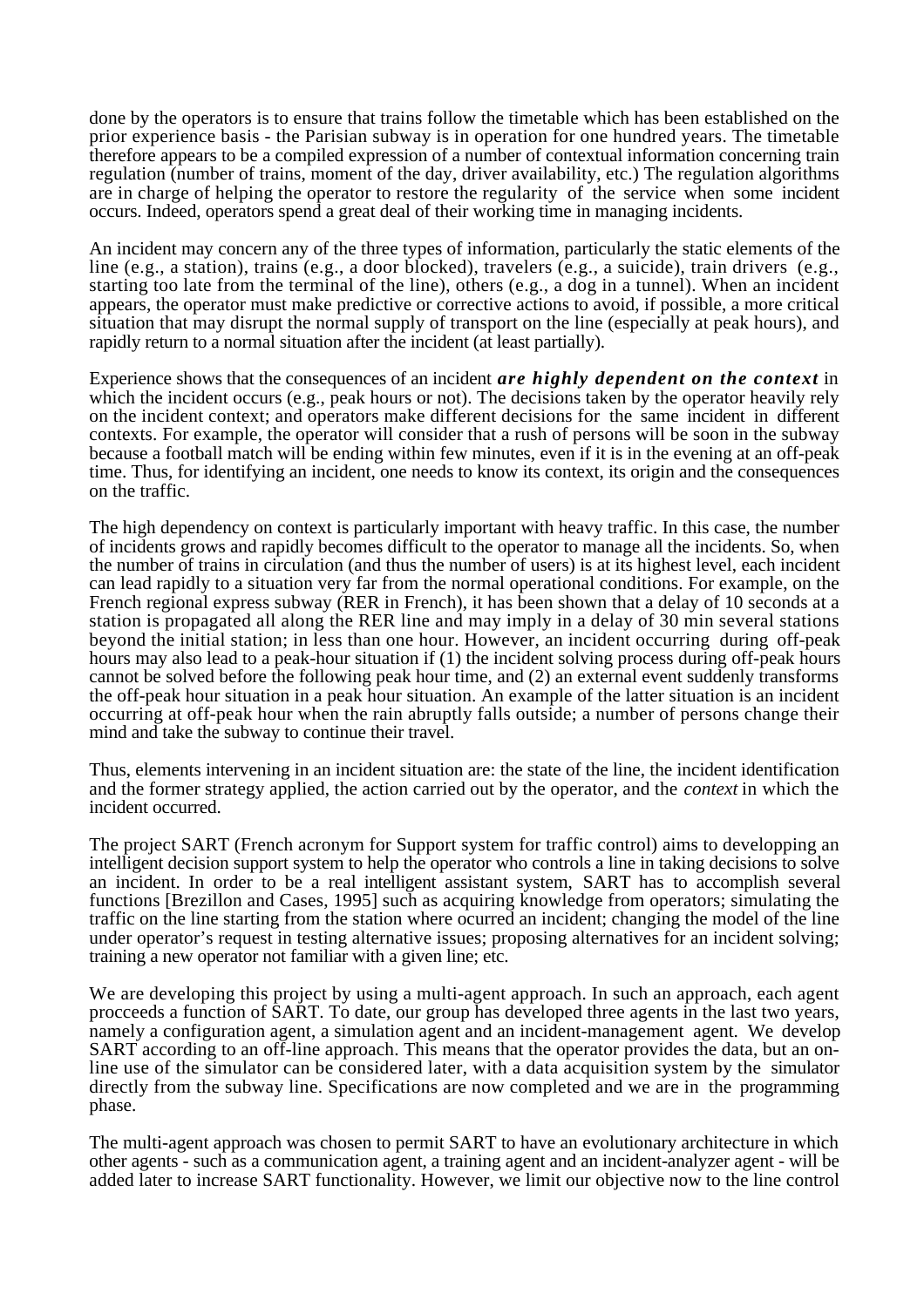done by the operators is to ensure that trains follow the timetable which has been established on the prior experience basis - the Parisian subway is in operation for one hundred years. The timetable therefore appears to be a compiled expression of a number of contextual information concerning train regulation (number of trains, moment of the day, driver availability, etc.) The regulation algorithms are in charge of helping the operator to restore the regularity of the service when some incident occurs. Indeed, operators spend a great deal of their working time in managing incidents.

An incident may concern any of the three types of information, particularly the static elements of the line (e.g., a station), trains (e.g., a door blocked), travelers (e.g., a suicide), train drivers (e.g., starting too late from the terminal of the line), others (e.g., a dog in a tunnel). When an incident appears, the operator must make predictive or corrective actions to avoid, if possible, a more critical situation that may disrupt the normal supply of transport on the line (especially at peak hours), and rapidly return to a normal situation after the incident (at least partially).

Experience shows that the consequences of an incident ***are highly dependent on the context*** in which the incident occurs (e.g., peak hours or not). The decisions taken by the operator heavily rely on the incident context; and operators make different decisions for the same incident in different contexts. For example, the operator will consider that a rush of persons will be soon in the subway because a football match will be ending within few minutes, even if it is in the evening at an off-peak time. Thus, for identifying an incident, one needs to know its context, its origin and the consequences on the traffic.

The high dependency on context is particularly important with heavy traffic. In this case, the number of incidents grows and rapidly becomes difficult to the operator to manage all the incidents. So, when the number of trains in circulation (and thus the number of users) is at its highest level, each incident can lead rapidly to a situation very far from the normal operational conditions. For example, on the French regional express subway (RER in French), it has been shown that a delay of 10 seconds at a station is propagated all along the RER line and may imply in a delay of 30 min several stations beyond the initial station; in less than one hour. However, an incident occurring during off-peak hours may also lead to a peak-hour situation if (1) the incident solving process during off-peak hours cannot be solved before the following peak hour time, and (2) an external event suddenly transforms the off-peak hour situation in a peak hour situation. An example of the latter situation is an incident occurring at off-peak hour when the rain abruptly falls outside; a number of persons change their mind and take the subway to continue their travel.

Thus, elements intervening in an incident situation are: the state of the line, the incident identification and the former strategy applied, the action carried out by the operator, and the *context* in which the incident occurred.

The project SART (French acronym for Support system for traffic control) aims to developping an intelligent decision support system to help the operator who controls a line in taking decisions to solve an incident. In order to be a real intelligent assistant system, SART has to accomplish several functions [Brezillon and Cases, 1995] such as acquiring knowledge from operators; simulating the traffic on the line starting from the station where ocurred an incident; changing the model of the line under operator's request in testing alternative issues; proposing alternatives for an incident solving; training a new operator not familiar with a given line; etc.

We are developing this project by using a multi-agent approach. In such an approach, each agent procceeds a function of SART. To date, our group has developed three agents in the last two years, namely a configuration agent, a simulation agent and an incident-management agent. We develop SART according to an off-line approach. This means that the operator provides the data, but an on-line use of the simulator can be considered later, with a data acquisition system by the simulator directly from the subway line. Specifications are now completed and we are in the programming phase.

The multi-agent approach was chosen to permit SART to have an evolutionary architecture in which other agents - such as a communication agent, a training agent and an incident-analyzer agent - will be added later to increase SART functionality. However, we limit our objective now to the line control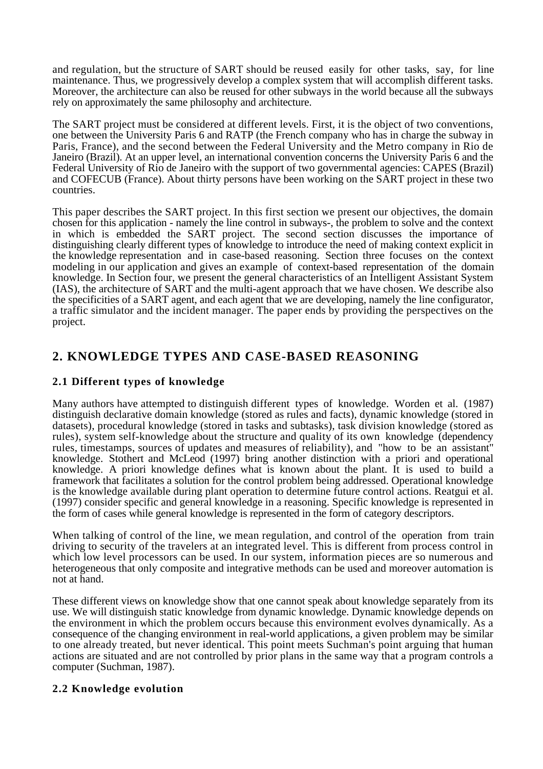and regulation, but the structure of SART should be reused easily for other tasks, say, for line maintenance. Thus, we progressively develop a complex system that will accomplish different tasks. Moreover, the architecture can also be reused for other subways in the world because all the subways rely on approximately the same philosophy and architecture.

The SART project must be considered at different levels. First, it is the object of two conventions, one between the University Paris 6 and RATP (the French company who has in charge the subway in Paris, France), and the second between the Federal University and the Metro company in Rio de Janeiro (Brazil). At an upper level, an international convention concerns the University Paris 6 and the Federal University of Rio de Janeiro with the support of two governmental agencies: CAPES (Brazil) and COFECUB (France). About thirty persons have been working on the SART project in these two countries.

This paper describes the SART project. In this first section we present our objectives, the domain chosen for this application - namely the line control in subways-, the problem to solve and the context in which is embedded the SART project. The second section discusses the importance of distinguishing clearly different types of knowledge to introduce the need of making context explicit in the knowledge representation and in case-based reasoning. Section three focuses on the context modeling in our application and gives an example of context-based representation of the domain knowledge. In Section four, we present the general characteristics of an Intelligent Assistant System (IAS), the architecture of SART and the multi-agent approach that we have chosen. We describe also the specificities of a SART agent, and each agent that we are developing, namely the line configurator, a traffic simulator and the incident manager. The paper ends by providing the perspectives on the project.

## 2. KNOWLEDGE TYPES AND CASE-BASED REASONING

### 2.1 Different types of knowledge

Many authors have attempted to distinguish different types of knowledge. Worden et al. (1987) distinguish declarative domain knowledge (stored as rules and facts), dynamic knowledge (stored in datasets), procedural knowledge (stored in tasks and subtasks), task division knowledge (stored as rules), system self-knowledge about the structure and quality of its own knowledge (dependency rules, timestamps, sources of updates and measures of reliability), and "how to be an assistant" knowledge. Stothert and McLeod (1997) bring another distinction with a priori and operational knowledge. A priori knowledge defines what is known about the plant. It is used to build a framework that facilitates a solution for the control problem being addressed. Operational knowledge is the knowledge available during plant operation to determine future control actions. Reatgui et al. (1997) consider specific and general knowledge in a reasoning. Specific knowledge is represented in the form of cases while general knowledge is represented in the form of category descriptors.

When talking of control of the line, we mean regulation, and control of the operation from train driving to security of the travelers at an integrated level. This is different from process control in which low level processors can be used. In our system, information pieces are so numerous and heterogeneous that only composite and integrative methods can be used and moreover automation is not at hand.

These different views on knowledge show that one cannot speak about knowledge separately from its use. We will distinguish static knowledge from dynamic knowledge. Dynamic knowledge depends on the environment in which the problem occurs because this environment evolves dynamically. As a consequence of the changing environment in real-world applications, a given problem may be similar to one already treated, but never identical. This point meets Suchman's point arguing that human actions are situated and are not controlled by prior plans in the same way that a program controls a computer (Suchman, 1987).

### 2.2 Knowledge evolution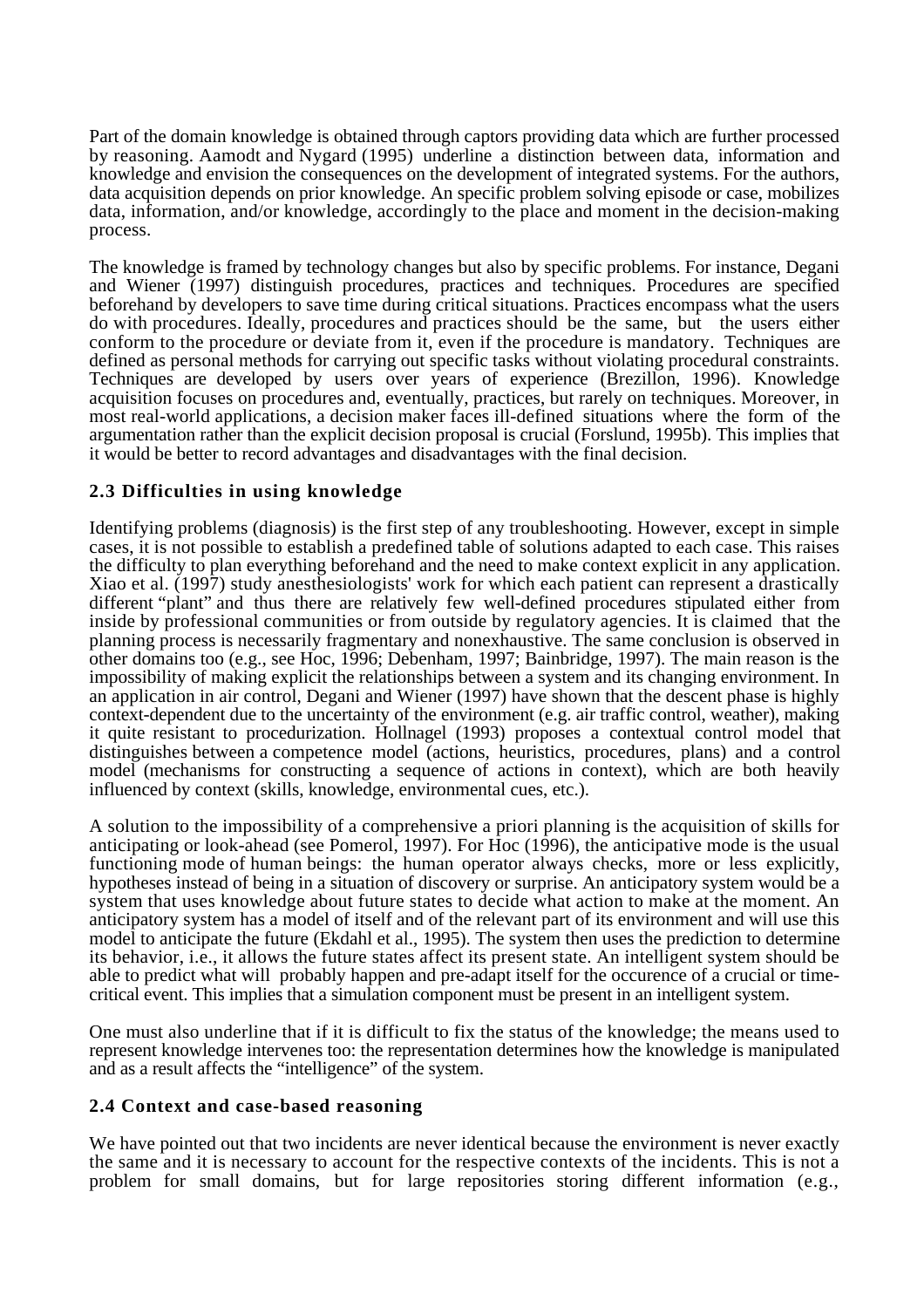Part of the domain knowledge is obtained through captors providing data which are further processed by reasoning. Aamodt and Nygard (1995) underline a distinction between data, information and knowledge and envision the consequences on the development of integrated systems. For the authors, data acquisition depends on prior knowledge. An specific problem solving episode or case, mobilizes data, information, and/or knowledge, accordingly to the place and moment in the decision-making process.

The knowledge is framed by technology changes but also by specific problems. For instance, Degani and Wiener (1997) distinguish procedures, practices and techniques. Procedures are specified beforehand by developers to save time during critical situations. Practices encompass what the users do with procedures. Ideally, procedures and practices should be the same, but the users either conform to the procedure or deviate from it, even if the procedure is mandatory. Techniques are defined as personal methods for carrying out specific tasks without violating procedural constraints. Techniques are developed by users over years of experience (Brezillon, 1996). Knowledge acquisition focuses on procedures and, eventually, practices, but rarely on techniques. Moreover, in most real-world applications, a decision maker faces ill-defined situations where the form of the argumentation rather than the explicit decision proposal is crucial (Forslund, 1995b). This implies that it would be better to record advantages and disadvantages with the final decision.

### 2.3 Difficulties in using knowledge

Identifying problems (diagnosis) is the first step of any troubleshooting. However, except in simple cases, it is not possible to establish a predefined table of solutions adapted to each case. This raises the difficulty to plan everything beforehand and the need to make context explicit in any application. Xiao et al. (1997) study anesthesiologists' work for which each patient can represent a drastically different "plant" and thus there are relatively few well-defined procedures stipulated either from inside by professional communities or from outside by regulatory agencies. It is claimed that the planning process is necessarily fragmentary and nonexhaustive. The same conclusion is observed in other domains too (e.g., see Hoc, 1996; Debenham, 1997; Bainbridge, 1997). The main reason is the impossibility of making explicit the relationships between a system and its changing environment. In an application in air control, Degani and Wiener (1997) have shown that the descent phase is highly context-dependent due to the uncertainty of the environment (e.g. air traffic control, weather), making it quite resistant to procedurization. Hollnagel (1993) proposes a contextual control model that distinguishes between a competence model (actions, heuristics, procedures, plans) and a control model (mechanisms for constructing a sequence of actions in context), which are both heavily influenced by context (skills, knowledge, environmental cues, etc.).

A solution to the impossibility of a comprehensive a priori planning is the acquisition of skills for anticipating or look-ahead (see Pomerol, 1997). For Hoc (1996), the anticipative mode is the usual functioning mode of human beings: the human operator always checks, more or less explicitly, hypotheses instead of being in a situation of discovery or surprise. An anticipatory system would be a system that uses knowledge about future states to decide what action to make at the moment. An anticipatory system has a model of itself and of the relevant part of its environment and will use this model to anticipate the future (Ekdahl et al., 1995). The system then uses the prediction to determine its behavior, i.e., it allows the future states affect its present state. An intelligent system should be able to predict what will probably happen and pre-adapt itself for the occurence of a crucial or time-critical event. This implies that a simulation component must be present in an intelligent system.

One must also underline that if it is difficult to fix the status of the knowledge; the means used to represent knowledge intervenes too: the representation determines how the knowledge is manipulated and as a result affects the "intelligence" of the system.

### 2.4 Context and case-based reasoning

We have pointed out that two incidents are never identical because the environment is never exactly the same and it is necessary to account for the respective contexts of the incidents. This is not a problem for small domains, but for large repositories storing different information (e.g.,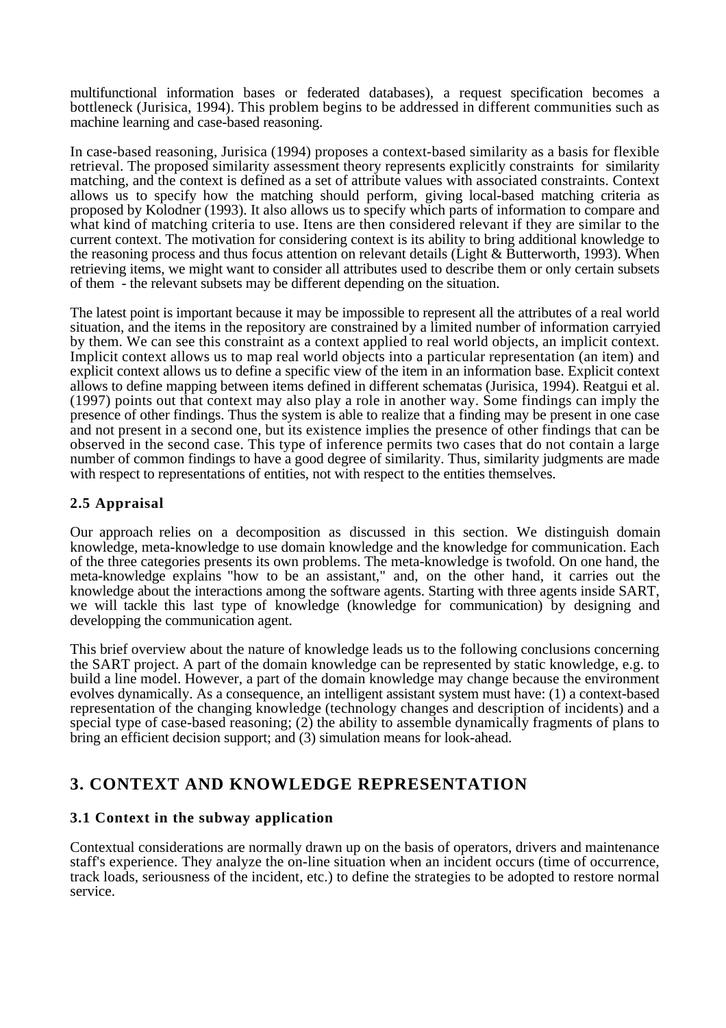multifunctional information bases or federated databases), a request specification becomes a bottleneck (Jurisica, 1994). This problem begins to be addressed in different communities such as machine learning and case-based reasoning.

In case-based reasoning, Jurisica (1994) proposes a context-based similarity as a basis for flexible retrieval. The proposed similarity assessment theory represents explicitly constraints for similarity matching, and the context is defined as a set of attribute values with associated constraints. Context allows us to specify how the matching should perform, giving local-based matching criteria as proposed by Kolodner (1993). It also allows us to specify which parts of information to compare and what kind of matching criteria to use. Itens are then considered relevant if they are similar to the current context. The motivation for considering context is its ability to bring additional knowledge to the reasoning process and thus focus attention on relevant details (Light & Butterworth, 1993). When retrieving items, we might want to consider all attributes used to describe them or only certain subsets of them - the relevant subsets may be different depending on the situation.

The latest point is important because it may be impossible to represent all the attributes of a real world situation, and the items in the repository are constrained by a limited number of information carryied by them. We can see this constraint as a context applied to real world objects, an implicit context. Implicit context allows us to map real world objects into a particular representation (an item) and explicit context allows us to define a specific view of the item in an information base. Explicit context allows to define mapping between items defined in different schematas (Jurisica, 1994). Reatgui et al. (1997) points out that context may also play a role in another way. Some findings can imply the presence of other findings. Thus the system is able to realize that a finding may be present in one case and not present in a second one, but its existence implies the presence of other findings that can be observed in the second case. This type of inference permits two cases that do not contain a large number of common findings to have a good degree of similarity. Thus, similarity judgments are made with respect to representations of entities, not with respect to the entities themselves.

### 2.5 Appraisal

Our approach relies on a decomposition as discussed in this section. We distinguish domain knowledge, meta-knowledge to use domain knowledge and the knowledge for communication. Each of the three categories presents its own problems. The meta-knowledge is twofold. On one hand, the meta-knowledge explains "how to be an assistant," and, on the other hand, it carries out the knowledge about the interactions among the software agents. Starting with three agents inside SART, we will tackle this last type of knowledge (knowledge for communication) by designing and developping the communication agent.

This brief overview about the nature of knowledge leads us to the following conclusions concerning the SART project. A part of the domain knowledge can be represented by static knowledge, e.g. to build a line model. However, a part of the domain knowledge may change because the environment evolves dynamically. As a consequence, an intelligent assistant system must have: (1) a context-based representation of the changing knowledge (technology changes and description of incidents) and a special type of case-based reasoning; (2) the ability to assemble dynamically fragments of plans to bring an efficient decision support; and (3) simulation means for look-ahead.

## 3. CONTEXT AND KNOWLEDGE REPRESENTATION

### 3.1 Context in the subway application

Contextual considerations are normally drawn up on the basis of operators, drivers and maintenance staff's experience. They analyze the on-line situation when an incident occurs (time of occurrence, track loads, seriousness of the incident, etc.) to define the strategies to be adopted to restore normal service.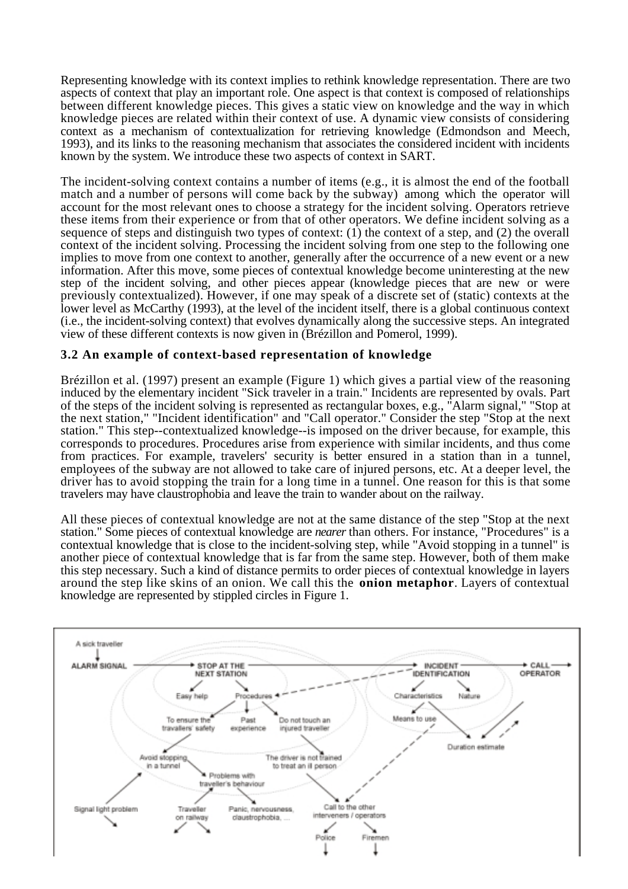Representing knowledge with its context implies to rethink knowledge representation. There are two aspects of context that play an important role. One aspect is that context is composed of relationships between different knowledge pieces. This gives a static view on knowledge and the way in which knowledge pieces are related within their context of use. A dynamic view consists of considering context as a mechanism of contextualization for retrieving knowledge (Edmondson and Meech, 1993), and its links to the reasoning mechanism that associates the considered incident with incidents known by the system. We introduce these two aspects of context in SART.

The incident-solving context contains a number of items (e.g., it is almost the end of the football match and a number of persons will come back by the subway) among which the operator will account for the most relevant ones to choose a strategy for the incident solving. Operators retrieve these items from their experience or from that of other operators. We define incident solving as a sequence of steps and distinguish two types of context: (1) the context of a step, and (2) the overall context of the incident solving. Processing the incident solving from one step to the following one implies to move from one context to another, generally after the occurrence of a new event or a new information. After this move, some pieces of contextual knowledge become uninteresting at the new step of the incident solving, and other pieces appear (knowledge pieces that are new or were previously contextualized). However, if one may speak of a discrete set of (static) contexts at the lower level as McCarthy (1993), at the level of the incident itself, there is a global continuous context (i.e., the incident-solving context) that evolves dynamically along the successive steps. An integrated view of these different contexts is now given in (Brézillon and Pomerol, 1999).

### 3.2 An example of context-based representation of knowledge

Brézillon et al. (1997) present an example (Figure 1) which gives a partial view of the reasoning induced by the elementary incident "Sick traveler in a train." Incidents are represented by ovals. Part of the steps of the incident solving is represented as rectangular boxes, e.g., "Alarm signal," "Stop at the next station," "Incident identification" and "Call operator." Consider the step "Stop at the next station." This step--contextualized knowledge--is imposed on the driver because, for example, this corresponds to procedures. Procedures arise from experience with similar incidents, and thus come from practices. For example, travelers' security is better ensured in a station than in a tunnel, employees of the subway are not allowed to take care of injured persons, etc. At a deeper level, the driver has to avoid stopping the train for a long time in a tunnel. One reason for this is that some travelers may have claustrophobia and leave the train to wander about on the railway.

All these pieces of contextual knowledge are not at the same distance of the step "Stop at the next station." Some pieces of contextual knowledge are *nearer* than others. For instance, "Procedures" is a contextual knowledge that is close to the incident-solving step, while "Avoid stopping in a tunnel" is another piece of contextual knowledge that is far from the same step. However, both of them make this step necessary. Such a kind of distance permits to order pieces of contextual knowledge in layers around the step like skins of an onion. We call this the **onion metaphor**. Layers of contextual knowledge are represented by stippled circles in Figure 1.

A sick traveller

ALARM SIGNAL → STOP AT THE NEXT STATION → INCIDENT IDENTIFICATION → CALL OPERATOR

Easy help, Procedures, To ensure the travellers' safety, Past experience, Do not touch an injured traveller, Avoid stopping in a tunnel, The driver is not trained to treat an ill person, Problems with traveller's behaviour, Signal light problem, Traveller on railway, Panic, nervousness, claustrophobia, ..., Call to the other interveners / operators, Police, Firemen, Characteristics, Nature, Means to use, Duration estimate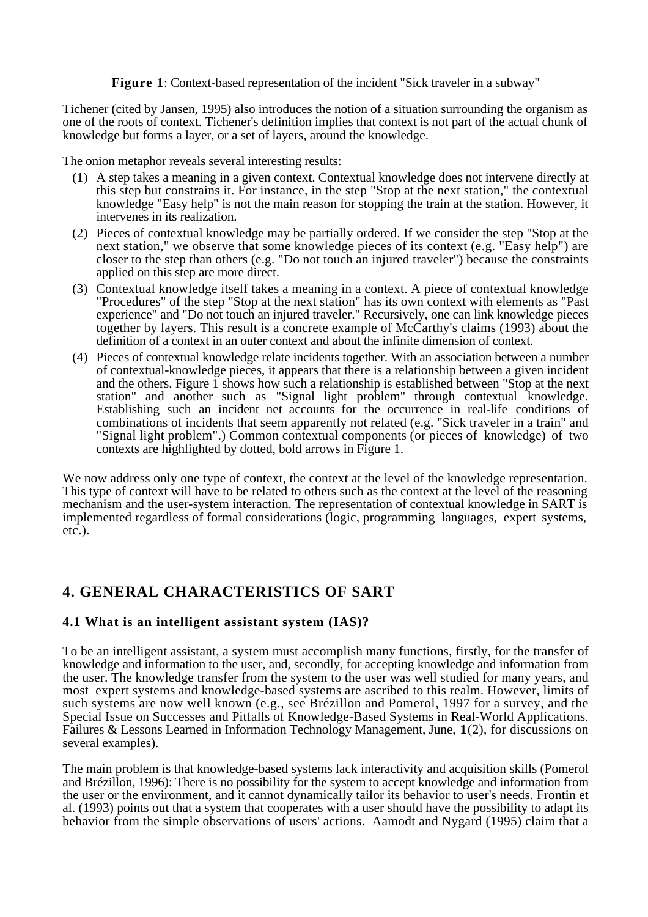**Figure 1**: Context-based representation of the incident "Sick traveler in a subway"

Tichener (cited by Jansen, 1995) also introduces the notion of a situation surrounding the organism as one of the roots of context. Tichener's definition implies that context is not part of the actual chunk of knowledge but forms a layer, or a set of layers, around the knowledge.

The onion metaphor reveals several interesting results:

(1) A step takes a meaning in a given context. Contextual knowledge does not intervene directly at this step but constrains it. For instance, in the step "Stop at the next station," the contextual knowledge "Easy help" is not the main reason for stopping the train at the station. However, it intervenes in its realization.

(2) Pieces of contextual knowledge may be partially ordered. If we consider the step "Stop at the next station," we observe that some knowledge pieces of its context (e.g. "Easy help") are closer to the step than others (e.g. "Do not touch an injured traveler") because the constraints applied on this step are more direct.

(3) Contextual knowledge itself takes a meaning in a context. A piece of contextual knowledge "Procedures" of the step "Stop at the next station" has its own context with elements as "Past experience" and "Do not touch an injured traveler." Recursively, one can link knowledge pieces together by layers. This result is a concrete example of McCarthy's claims (1993) about the definition of a context in an outer context and about the infinite dimension of context.

(4) Pieces of contextual knowledge relate incidents together. With an association between a number of contextual-knowledge pieces, it appears that there is a relationship between a given incident and the others. Figure 1 shows how such a relationship is established between "Stop at the next station" and another such as "Signal light problem" through contextual knowledge. Establishing such an incident net accounts for the occurrence in real-life conditions of combinations of incidents that seem apparently not related (e.g. "Sick traveler in a train" and "Signal light problem".) Common contextual components (or pieces of knowledge) of two contexts are highlighted by dotted, bold arrows in Figure 1.

We now address only one type of context, the context at the level of the knowledge representation. This type of context will have to be related to others such as the context at the level of the reasoning mechanism and the user-system interaction. The representation of contextual knowledge in SART is implemented regardless of formal considerations (logic, programming languages, expert systems, etc.).

## 4. GENERAL CHARACTERISTICS OF SART

### 4.1 What is an intelligent assistant system (IAS)?

To be an intelligent assistant, a system must accomplish many functions, firstly, for the transfer of knowledge and information to the user, and, secondly, for accepting knowledge and information from the user. The knowledge transfer from the system to the user was well studied for many years, and most expert systems and knowledge-based systems are ascribed to this realm. However, limits of such systems are now well known (e.g., see Brézillon and Pomerol, 1997 for a survey, and the Special Issue on Successes and Pitfalls of Knowledge-Based Systems in Real-World Applications. Failures & Lessons Learned in Information Technology Management, June, **1**(2), for discussions on several examples).

The main problem is that knowledge-based systems lack interactivity and acquisition skills (Pomerol and Brézillon, 1996): There is no possibility for the system to accept knowledge and information from the user or the environment, and it cannot dynamically tailor its behavior to user's needs. Frontin et al. (1993) points out that a system that cooperates with a user should have the possibility to adapt its behavior from the simple observations of users' actions. Aamodt and Nygard (1995) claim that a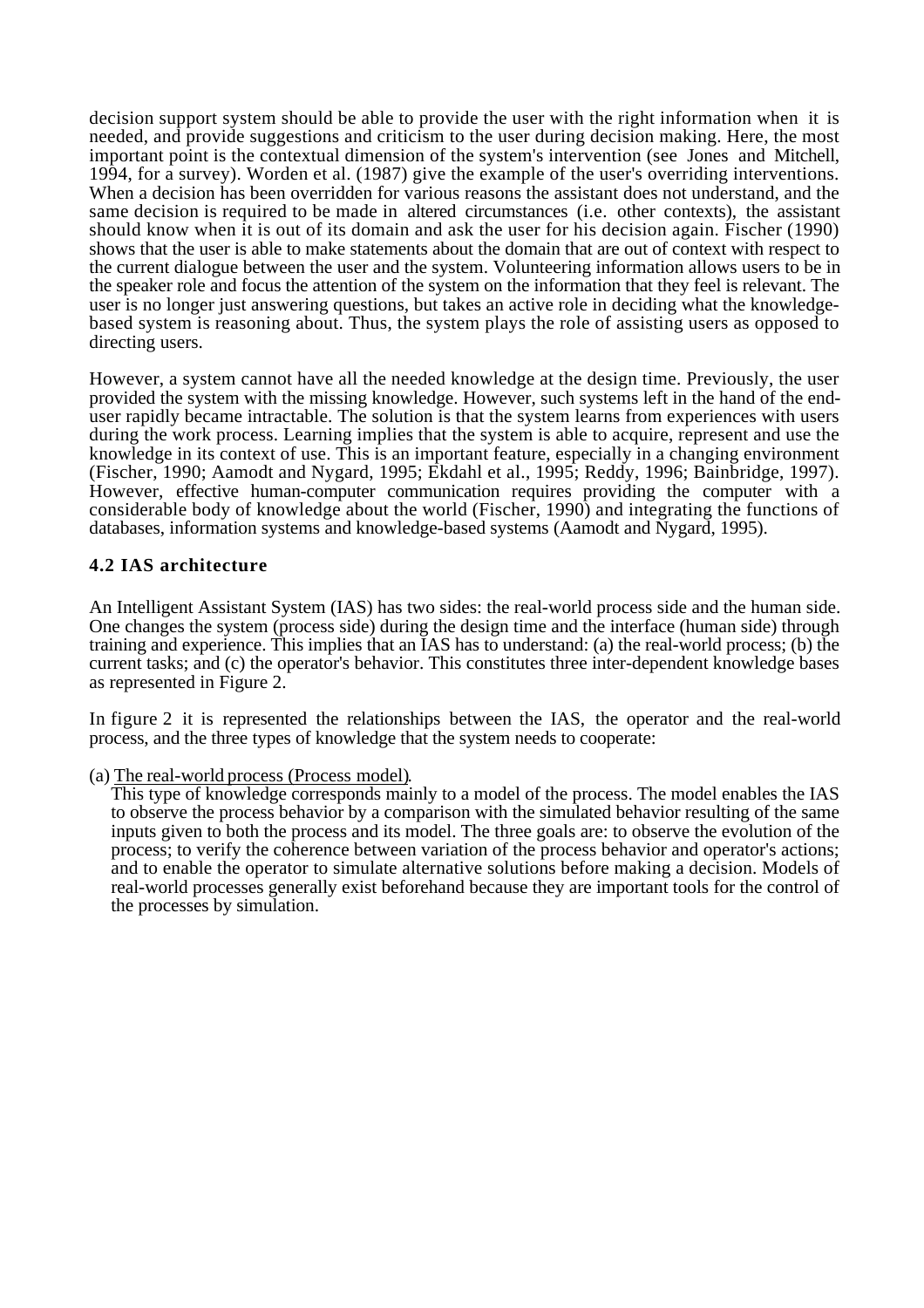decision support system should be able to provide the user with the right information when it is needed, and provide suggestions and criticism to the user during decision making. Here, the most important point is the contextual dimension of the system's intervention (see Jones and Mitchell, 1994, for a survey). Worden et al. (1987) give the example of the user's overriding interventions. When a decision has been overridden for various reasons the assistant does not understand, and the same decision is required to be made in altered circumstances (i.e. other contexts), the assistant should know when it is out of its domain and ask the user for his decision again. Fischer (1990) shows that the user is able to make statements about the domain that are out of context with respect to the current dialogue between the user and the system. Volunteering information allows users to be in the speaker role and focus the attention of the system on the information that they feel is relevant. The user is no longer just answering questions, but takes an active role in deciding what the knowledge-based system is reasoning about. Thus, the system plays the role of assisting users as opposed to directing users.

However, a system cannot have all the needed knowledge at the design time. Previously, the user provided the system with the missing knowledge. However, such systems left in the hand of the end-user rapidly became intractable. The solution is that the system learns from experiences with users during the work process. Learning implies that the system is able to acquire, represent and use the knowledge in its context of use. This is an important feature, especially in a changing environment (Fischer, 1990; Aamodt and Nygard, 1995; Ekdahl et al., 1995; Reddy, 1996; Bainbridge, 1997). However, effective human-computer communication requires providing the computer with a considerable body of knowledge about the world (Fischer, 1990) and integrating the functions of databases, information systems and knowledge-based systems (Aamodt and Nygard, 1995).

### 4.2 IAS architecture

An Intelligent Assistant System (IAS) has two sides: the real-world process side and the human side. One changes the system (process side) during the design time and the interface (human side) through training and experience. This implies that an IAS has to understand: (a) the real-world process; (b) the current tasks; and (c) the operator's behavior. This constitutes three inter-dependent knowledge bases as represented in Figure 2.

In figure 2 it is represented the relationships between the IAS, the operator and the real-world process, and the three types of knowledge that the system needs to cooperate:

(a) The real-world process (Process model).

This type of knowledge corresponds mainly to a model of the process. The model enables the IAS to observe the process behavior by a comparison with the simulated behavior resulting of the same inputs given to both the process and its model. The three goals are: to observe the evolution of the process; to verify the coherence between variation of the process behavior and operator's actions; and to enable the operator to simulate alternative solutions before making a decision. Models of real-world processes generally exist beforehand because they are important tools for the control of the processes by simulation.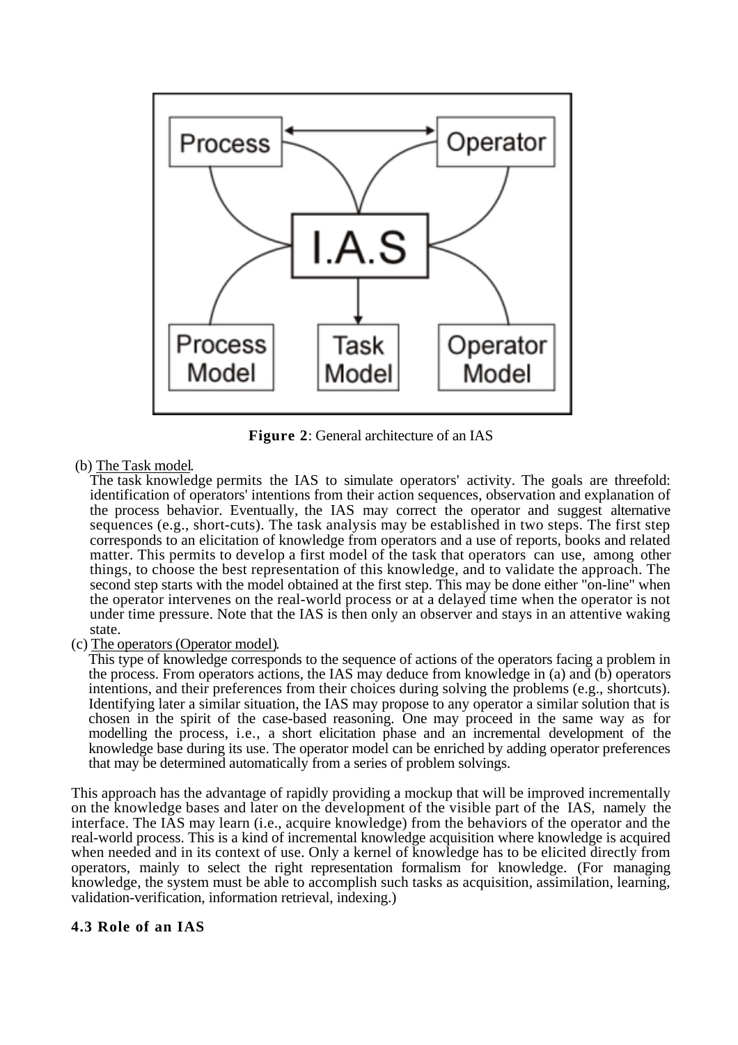**Figure 2**: General architecture of an IAS

(b) The Task model.

The task knowledge permits the IAS to simulate operators' activity. The goals are threefold: identification of operators' intentions from their action sequences, observation and explanation of the process behavior. Eventually, the IAS may correct the operator and suggest alternative sequences (e.g., short-cuts). The task analysis may be established in two steps. The first step corresponds to an elicitation of knowledge from operators and a use of reports, books and related matter. This permits to develop a first model of the task that operators can use, among other things, to choose the best representation of this knowledge, and to validate the approach. The second step starts with the model obtained at the first step. This may be done either "on-line" when the operator intervenes on the real-world process or at a delayed time when the operator is not under time pressure. Note that the IAS is then only an observer and stays in an attentive waking state.

(c) The operators (Operator model).

This type of knowledge corresponds to the sequence of actions of the operators facing a problem in the process. From operators actions, the IAS may deduce from knowledge in (a) and (b) operators intentions, and their preferences from their choices during solving the problems (e.g., shortcuts). Identifying later a similar situation, the IAS may propose to any operator a similar solution that is chosen in the spirit of the case-based reasoning. One may proceed in the same way as for modelling the process, i.e., a short elicitation phase and an incremental development of the knowledge base during its use. The operator model can be enriched by adding operator preferences that may be determined automatically from a series of problem solvings.

This approach has the advantage of rapidly providing a mockup that will be improved incrementally on the knowledge bases and later on the development of the visible part of the IAS, namely the interface. The IAS may learn (i.e., acquire knowledge) from the behaviors of the operator and the real-world process. This is a kind of incremental knowledge acquisition where knowledge is acquired when needed and in its context of use. Only a kernel of knowledge has to be elicited directly from operators, mainly to select the right representation formalism for knowledge. (For managing knowledge, the system must be able to accomplish such tasks as acquisition, assimilation, learning, validation-verification, information retrieval, indexing.)

### 4.3 Role of an IAS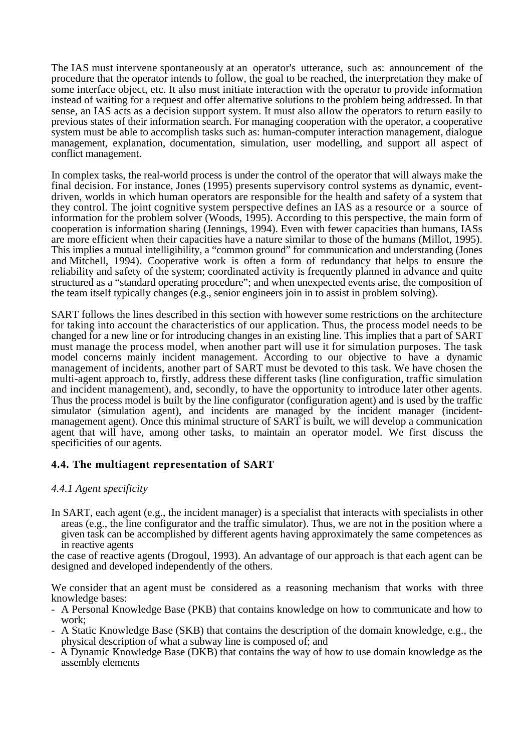The IAS must intervene spontaneously at an operator's utterance, such as: announcement of the procedure that the operator intends to follow, the goal to be reached, the interpretation they make of some interface object, etc. It also must initiate interaction with the operator to provide information instead of waiting for a request and offer alternative solutions to the problem being addressed. In that sense, an IAS acts as a decision support system. It must also allow the operators to return easily to previous states of their information search. For managing cooperation with the operator, a cooperative system must be able to accomplish tasks such as: human-computer interaction management, dialogue management, explanation, documentation, simulation, user modelling, and support all aspect of conflict management.

In complex tasks, the real-world process is under the control of the operator that will always make the final decision. For instance, Jones (1995) presents supervisory control systems as dynamic, event-driven, worlds in which human operators are responsible for the health and safety of a system that they control. The joint cognitive system perspective defines an IAS as a resource or a source of information for the problem solver (Woods, 1995). According to this perspective, the main form of cooperation is information sharing (Jennings, 1994). Even with fewer capacities than humans, IASs are more efficient when their capacities have a nature similar to those of the humans (Millot, 1995). This implies a mutual intelligibility, a "common ground" for communication and understanding (Jones and Mitchell, 1994). Cooperative work is often a form of redundancy that helps to ensure the reliability and safety of the system; coordinated activity is frequently planned in advance and quite structured as a "standard operating procedure"; and when unexpected events arise, the composition of the team itself typically changes (e.g., senior engineers join in to assist in problem solving).

SART follows the lines described in this section with however some restrictions on the architecture for taking into account the characteristics of our application. Thus, the process model needs to be changed for a new line or for introducing changes in an existing line. This implies that a part of SART must manage the process model, when another part will use it for simulation purposes. The task model concerns mainly incident management. According to our objective to have a dynamic management of incidents, another part of SART must be devoted to this task. We have chosen the multi-agent approach to, firstly, address these different tasks (line configuration, traffic simulation and incident management), and, secondly, to have the opportunity to introduce later other agents. Thus the process model is built by the line configurator (configuration agent) and is used by the traffic simulator (simulation agent), and incidents are managed by the incident manager (incident-management agent). Once this minimal structure of SART is built, we will develop a communication agent that will have, among other tasks, to maintain an operator model. We first discuss the specificities of our agents.

## 4.4. The multiagent representation of SART

### *4.4.1 Agent specificity*

In SART, each agent (e.g., the incident manager) is a specialist that interacts with specialists in other areas (e.g., the line configurator and the traffic simulator). Thus, we are not in the position where a given task can be accomplished by different agents having approximately the same competences as in reactive agents

the case of reactive agents (Drogoul, 1993). An advantage of our approach is that each agent can be designed and developed independently of the others.

We consider that an agent must be considered as a reasoning mechanism that works with three knowledge bases:

- A Personal Knowledge Base (PKB) that contains knowledge on how to communicate and how to work;
- A Static Knowledge Base (SKB) that contains the description of the domain knowledge, e.g., the physical description of what a subway line is composed of; and
- A Dynamic Knowledge Base (DKB) that contains the way of how to use domain knowledge as the assembly elements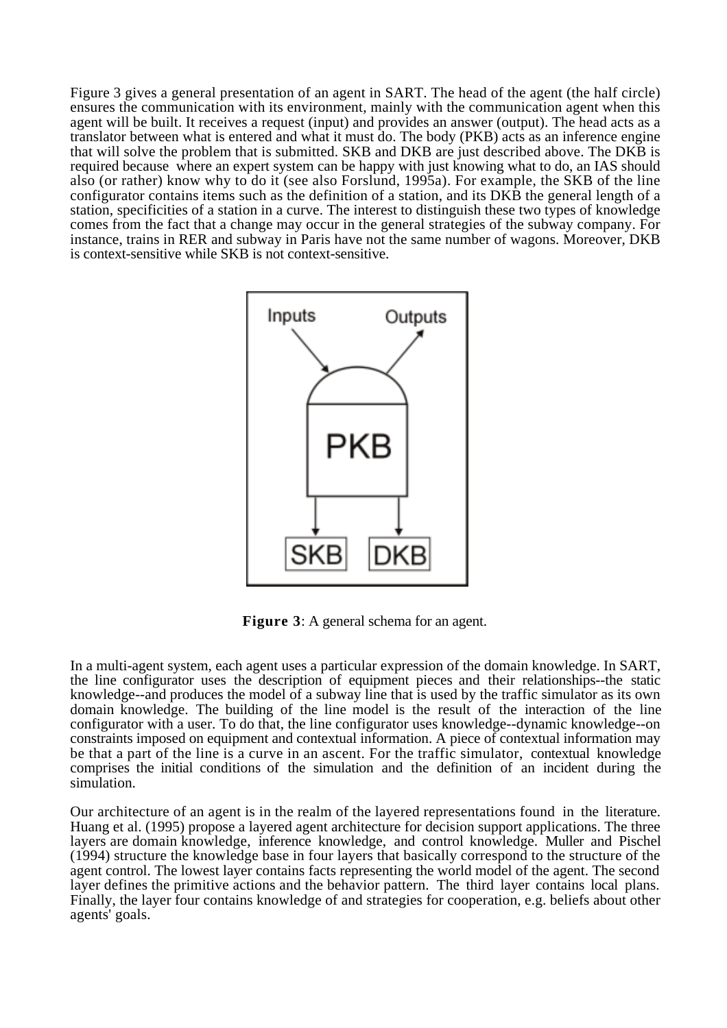Figure 3 gives a general presentation of an agent in SART. The head of the agent (the half circle) ensures the communication with its environment, mainly with the communication agent when this agent will be built. It receives a request (input) and provides an answer (output). The head acts as a translator between what is entered and what it must do. The body (PKB) acts as an inference engine that will solve the problem that is submitted. SKB and DKB are just described above. The DKB is required because where an expert system can be happy with just knowing what to do, an IAS should also (or rather) know why to do it (see also Forslund, 1995a). For example, the SKB of the line configurator contains items such as the definition of a station, and its DKB the general length of a station, specificities of a station in a curve. The interest to distinguish these two types of knowledge comes from the fact that a change may occur in the general strategies of the subway company. For instance, trains in RER and subway in Paris have not the same number of wagons. Moreover, DKB is context-sensitive while SKB is not context-sensitive.

**Figure 3**: A general schema for an agent.

In a multi-agent system, each agent uses a particular expression of the domain knowledge. In SART, the line configurator uses the description of equipment pieces and their relationships--the static knowledge--and produces the model of a subway line that is used by the traffic simulator as its own domain knowledge. The building of the line model is the result of the interaction of the line configurator with a user. To do that, the line configurator uses knowledge--dynamic knowledge--on constraints imposed on equipment and contextual information. A piece of contextual information may be that a part of the line is a curve in an ascent. For the traffic simulator, contextual knowledge comprises the initial conditions of the simulation and the definition of an incident during the simulation.

Our architecture of an agent is in the realm of the layered representations found in the literature. Huang et al. (1995) propose a layered agent architecture for decision support applications. The three layers are domain knowledge, inference knowledge, and control knowledge. Muller and Pischel (1994) structure the knowledge base in four layers that basically correspond to the structure of the agent control. The lowest layer contains facts representing the world model of the agent. The second layer defines the primitive actions and the behavior pattern. The third layer contains local plans. Finally, the layer four contains knowledge of and strategies for cooperation, e.g. beliefs about other agents' goals.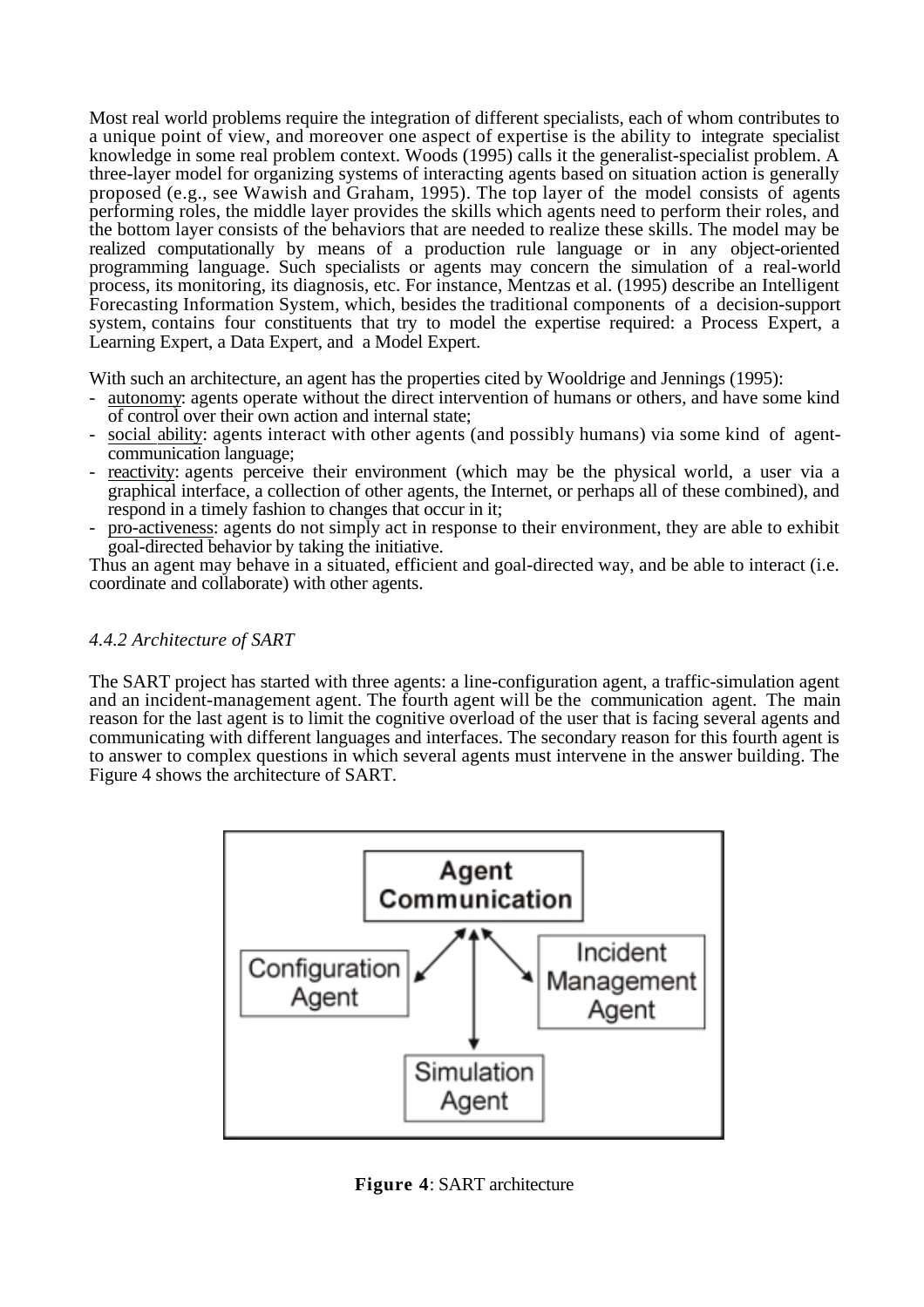Most real world problems require the integration of different specialists, each of whom contributes to a unique point of view, and moreover one aspect of expertise is the ability to integrate specialist knowledge in some real problem context. Woods (1995) calls it the generalist-specialist problem. A three-layer model for organizing systems of interacting agents based on situation action is generally proposed (e.g., see Wawish and Graham, 1995). The top layer of the model consists of agents performing roles, the middle layer provides the skills which agents need to perform their roles, and the bottom layer consists of the behaviors that are needed to realize these skills. The model may be realized computationally by means of a production rule language or in any object-oriented programming language. Such specialists or agents may concern the simulation of a real-world process, its monitoring, its diagnosis, etc. For instance, Mentzas et al. (1995) describe an Intelligent Forecasting Information System, which, besides the traditional components of a decision-support system, contains four constituents that try to model the expertise required: a Process Expert, a Learning Expert, a Data Expert, and a Model Expert.

With such an architecture, an agent has the properties cited by Wooldrige and Jennings (1995):

- <u>autonomy</u>: agents operate without the direct intervention of humans or others, and have some kind of control over their own action and internal state;
- <u>social ability</u>: agents interact with other agents (and possibly humans) via some kind of agent-communication language;
- <u>reactivity</u>: agents perceive their environment (which may be the physical world, a user via a graphical interface, a collection of other agents, the Internet, or perhaps all of these combined), and respond in a timely fashion to changes that occur in it;
- <u>pro-activeness</u>: agents do not simply act in response to their environment, they are able to exhibit goal-directed behavior by taking the initiative.

Thus an agent may behave in a situated, efficient and goal-directed way, and be able to interact (i.e. coordinate and collaborate) with other agents.

### *4.4.2 Architecture of SART*

The SART project has started with three agents: a line-configuration agent, a traffic-simulation agent and an incident-management agent. The fourth agent will be the communication agent. The main reason for the last agent is to limit the cognitive overload of the user that is facing several agents and communicating with different languages and interfaces. The secondary reason for this fourth agent is to answer to complex questions in which several agents must intervene in the answer building. The Figure 4 shows the architecture of SART.

**Figure 4**: SART architecture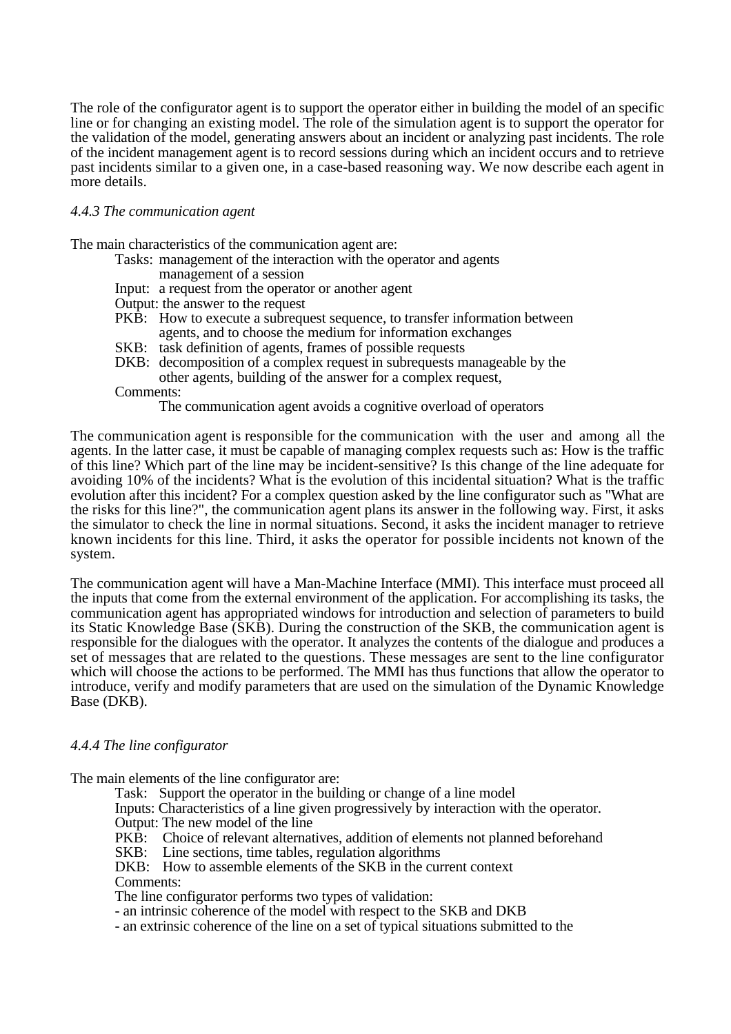The role of the configurator agent is to support the operator either in building the model of an specific line or for changing an existing model. The role of the simulation agent is to support the operator for the validation of the model, generating answers about an incident or analyzing past incidents. The role of the incident management agent is to record sessions during which an incident occurs and to retrieve past incidents similar to a given one, in a case-based reasoning way. We now describe each agent in more details.

*4.4.3 The communication agent*

The main characteristics of the communication agent are:

Tasks: management of the interaction with the operator and agents
management of a session
Input: a request from the operator or another agent
Output: the answer to the request
PKB: How to execute a subrequest sequence, to transfer information between agents, and to choose the medium for information exchanges
SKB: task definition of agents, frames of possible requests
DKB: decomposition of a complex request in subrequests manageable by the other agents, building of the answer for a complex request,
Comments:
The communication agent avoids a cognitive overload of operators

The communication agent is responsible for the communication with the user and among all the agents. In the latter case, it must be capable of managing complex requests such as: How is the traffic of this line? Which part of the line may be incident-sensitive? Is this change of the line adequate for avoiding 10% of the incidents? What is the evolution of this incidental situation? What is the traffic evolution after this incident? For a complex question asked by the line configurator such as "What are the risks for this line?", the communication agent plans its answer in the following way. First, it asks the simulator to check the line in normal situations. Second, it asks the incident manager to retrieve known incidents for this line. Third, it asks the operator for possible incidents not known of the system.

The communication agent will have a Man-Machine Interface (MMI). This interface must proceed all the inputs that come from the external environment of the application. For accomplishing its tasks, the communication agent has appropriated windows for introduction and selection of parameters to build its Static Knowledge Base (SKB). During the construction of the SKB, the communication agent is responsible for the dialogues with the operator. It analyzes the contents of the dialogue and produces a set of messages that are related to the questions. These messages are sent to the line configurator which will choose the actions to be performed. The MMI has thus functions that allow the operator to introduce, verify and modify parameters that are used on the simulation of the Dynamic Knowledge Base (DKB).

*4.4.4 The line configurator*

The main elements of the line configurator are:

Task: Support the operator in the building or change of a line model
Inputs: Characteristics of a line given progressively by interaction with the operator.
Output: The new model of the line
PKB: Choice of relevant alternatives, addition of elements not planned beforehand
SKB: Line sections, time tables, regulation algorithms
DKB: How to assemble elements of the SKB in the current context
Comments:
The line configurator performs two types of validation:
- an intrinsic coherence of the model with respect to the SKB and DKB
- an extrinsic coherence of the line on a set of typical situations submitted to the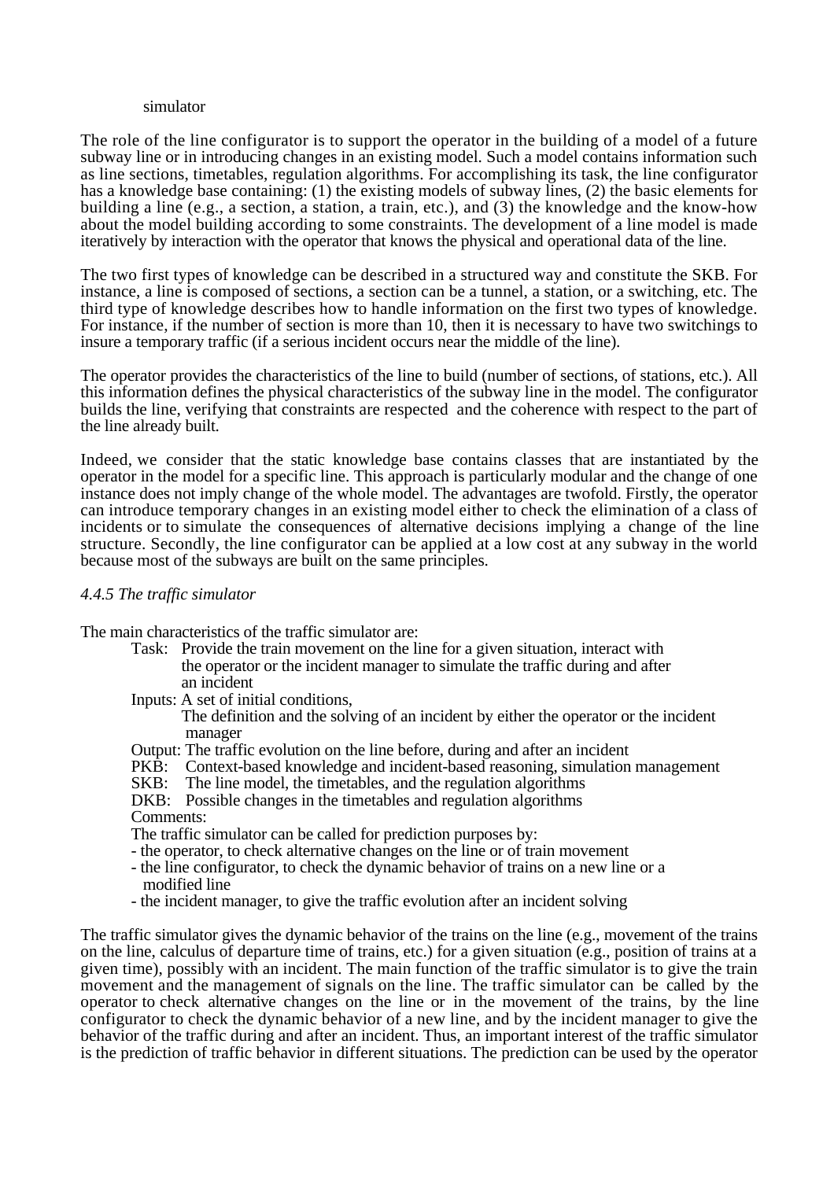simulator

The role of the line configurator is to support the operator in the building of a model of a future subway line or in introducing changes in an existing model. Such a model contains information such as line sections, timetables, regulation algorithms. For accomplishing its task, the line configurator has a knowledge base containing: (1) the existing models of subway lines, (2) the basic elements for building a line (e.g., a section, a station, a train, etc.), and (3) the knowledge and the know-how about the model building according to some constraints. The development of a line model is made iteratively by interaction with the operator that knows the physical and operational data of the line.

The two first types of knowledge can be described in a structured way and constitute the SKB. For instance, a line is composed of sections, a section can be a tunnel, a station, or a switching, etc. The third type of knowledge describes how to handle information on the first two types of knowledge. For instance, if the number of section is more than 10, then it is necessary to have two switchings to insure a temporary traffic (if a serious incident occurs near the middle of the line).

The operator provides the characteristics of the line to build (number of sections, of stations, etc.). All this information defines the physical characteristics of the subway line in the model. The configurator builds the line, verifying that constraints are respected and the coherence with respect to the part of the line already built.

Indeed, we consider that the static knowledge base contains classes that are instantiated by the operator in the model for a specific line. This approach is particularly modular and the change of one instance does not imply change of the whole model. The advantages are twofold. Firstly, the operator can introduce temporary changes in an existing model either to check the elimination of a class of incidents or to simulate the consequences of alternative decisions implying a change of the line structure. Secondly, the line configurator can be applied at a low cost at any subway in the world because most of the subways are built on the same principles.

*4.4.5 The traffic simulator*

The main characteristics of the traffic simulator are:

Task: Provide the train movement on the line for a given situation, interact with the operator or the incident manager to simulate the traffic during and after an incident

Inputs: A set of initial conditions,
The definition and the solving of an incident by either the operator or the incident manager

Output: The traffic evolution on the line before, during and after an incident

PKB: Context-based knowledge and incident-based reasoning, simulation management

SKB: The line model, the timetables, and the regulation algorithms

DKB: Possible changes in the timetables and regulation algorithms

Comments:
The traffic simulator can be called for prediction purposes by:
- the operator, to check alternative changes on the line or of train movement
- the line configurator, to check the dynamic behavior of trains on a new line or a modified line
- the incident manager, to give the traffic evolution after an incident solving

The traffic simulator gives the dynamic behavior of the trains on the line (e.g., movement of the trains on the line, calculus of departure time of trains, etc.) for a given situation (e.g., position of trains at a given time), possibly with an incident. The main function of the traffic simulator is to give the train movement and the management of signals on the line. The traffic simulator can be called by the operator to check alternative changes on the line or in the movement of the trains, by the line configurator to check the dynamic behavior of a new line, and by the incident manager to give the behavior of the traffic during and after an incident. Thus, an important interest of the traffic simulator is the prediction of traffic behavior in different situations. The prediction can be used by the operator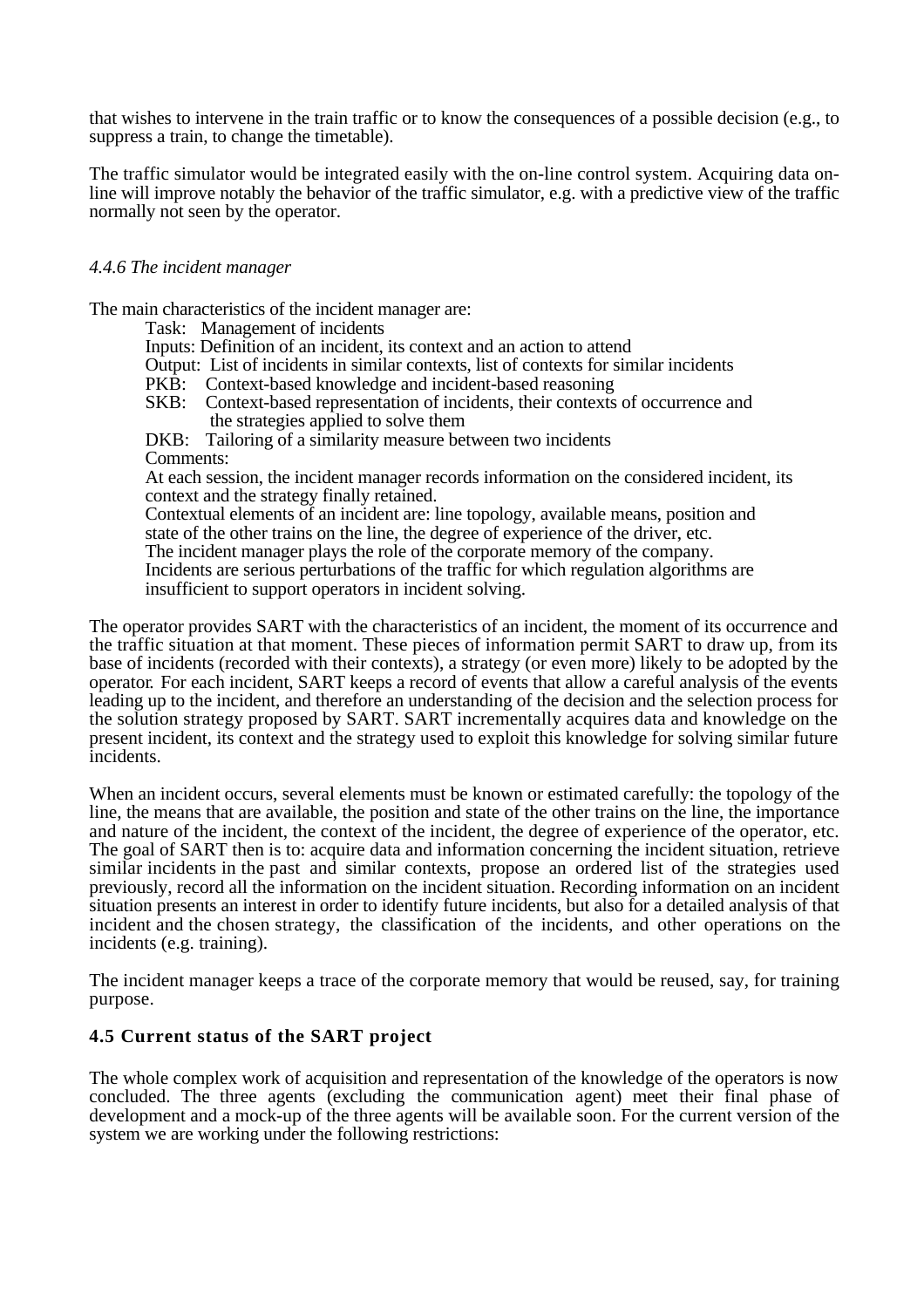that wishes to intervene in the train traffic or to know the consequences of a possible decision (e.g., to suppress a train, to change the timetable).

The traffic simulator would be integrated easily with the on-line control system. Acquiring data on-line will improve notably the behavior of the traffic simulator, e.g. with a predictive view of the traffic normally not seen by the operator.

### *4.4.6 The incident manager*

The main characteristics of the incident manager are:

> Task: Management of incidents
> Inputs: Definition of an incident, its context and an action to attend
> Output: List of incidents in similar contexts, list of contexts for similar incidents
> PKB: Context-based knowledge and incident-based reasoning
> SKB: Context-based representation of incidents, their contexts of occurrence and the strategies applied to solve them
> DKB: Tailoring of a similarity measure between two incidents
> Comments:
> At each session, the incident manager records information on the considered incident, its context and the strategy finally retained.
> Contextual elements of an incident are: line topology, available means, position and state of the other trains on the line, the degree of experience of the driver, etc.
> The incident manager plays the role of the corporate memory of the company.
> Incidents are serious perturbations of the traffic for which regulation algorithms are insufficient to support operators in incident solving.

The operator provides SART with the characteristics of an incident, the moment of its occurrence and the traffic situation at that moment. These pieces of information permit SART to draw up, from its base of incidents (recorded with their contexts), a strategy (or even more) likely to be adopted by the operator. For each incident, SART keeps a record of events that allow a careful analysis of the events leading up to the incident, and therefore an understanding of the decision and the selection process for the solution strategy proposed by SART. SART incrementally acquires data and knowledge on the present incident, its context and the strategy used to exploit this knowledge for solving similar future incidents.

When an incident occurs, several elements must be known or estimated carefully: the topology of the line, the means that are available, the position and state of the other trains on the line, the importance and nature of the incident, the context of the incident, the degree of experience of the operator, etc. The goal of SART then is to: acquire data and information concerning the incident situation, retrieve similar incidents in the past and similar contexts, propose an ordered list of the strategies used previously, record all the information on the incident situation. Recording information on an incident situation presents an interest in order to identify future incidents, but also for a detailed analysis of that incident and the chosen strategy, the classification of the incidents, and other operations on the incidents (e.g. training).

The incident manager keeps a trace of the corporate memory that would be reused, say, for training purpose.

## **4.5 Current status of the SART project**

The whole complex work of acquisition and representation of the knowledge of the operators is now concluded. The three agents (excluding the communication agent) meet their final phase of development and a mock-up of the three agents will be available soon. For the current version of the system we are working under the following restrictions: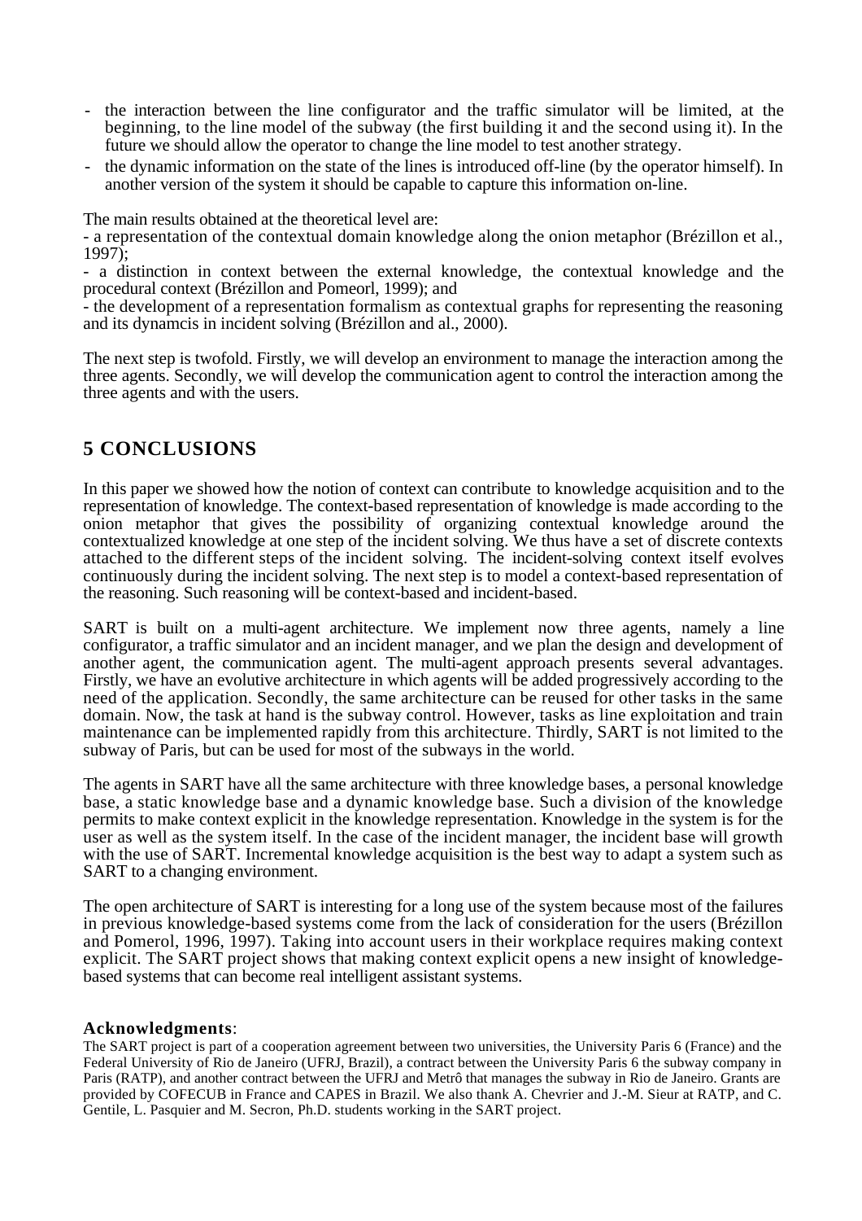- the interaction between the line configurator and the traffic simulator will be limited, at the beginning, to the line model of the subway (the first building it and the second using it). In the future we should allow the operator to change the line model to test another strategy.
- the dynamic information on the state of the lines is introduced off-line (by the operator himself). In another version of the system it should be capable to capture this information on-line.

The main results obtained at the theoretical level are:
- a representation of the contextual domain knowledge along the onion metaphor (Brézillon et al., 1997);
- a distinction in context between the external knowledge, the contextual knowledge and the procedural context (Brézillon and Pomeorl, 1999); and
- the development of a representation formalism as contextual graphs for representing the reasoning and its dynamcis in incident solving (Brézillon and al., 2000).

The next step is twofold. Firstly, we will develop an environment to manage the interaction among the three agents. Secondly, we will develop the communication agent to control the interaction among the three agents and with the users.

## 5 CONCLUSIONS

In this paper we showed how the notion of context can contribute to knowledge acquisition and to the representation of knowledge. The context-based representation of knowledge is made according to the onion metaphor that gives the possibility of organizing contextual knowledge around the contextualized knowledge at one step of the incident solving. We thus have a set of discrete contexts attached to the different steps of the incident solving. The incident-solving context itself evolves continuously during the incident solving. The next step is to model a context-based representation of the reasoning. Such reasoning will be context-based and incident-based.

SART is built on a multi-agent architecture. We implement now three agents, namely a line configurator, a traffic simulator and an incident manager, and we plan the design and development of another agent, the communication agent. The multi-agent approach presents several advantages. Firstly, we have an evolutive architecture in which agents will be added progressively according to the need of the application. Secondly, the same architecture can be reused for other tasks in the same domain. Now, the task at hand is the subway control. However, tasks as line exploitation and train maintenance can be implemented rapidly from this architecture. Thirdly, SART is not limited to the subway of Paris, but can be used for most of the subways in the world.

The agents in SART have all the same architecture with three knowledge bases, a personal knowledge base, a static knowledge base and a dynamic knowledge base. Such a division of the knowledge permits to make context explicit in the knowledge representation. Knowledge in the system is for the user as well as the system itself. In the case of the incident manager, the incident base will growth with the use of SART. Incremental knowledge acquisition is the best way to adapt a system such as SART to a changing environment.

The open architecture of SART is interesting for a long use of the system because most of the failures in previous knowledge-based systems come from the lack of consideration for the users (Brézillon and Pomerol, 1996, 1997). Taking into account users in their workplace requires making context explicit. The SART project shows that making context explicit opens a new insight of knowledge-based systems that can become real intelligent assistant systems.

**Acknowledgments**:

The SART project is part of a cooperation agreement between two universities, the University Paris 6 (France) and the Federal University of Rio de Janeiro (UFRJ, Brazil), a contract between the University Paris 6 the subway company in Paris (RATP), and another contract between the UFRJ and Metrô that manages the subway in Rio de Janeiro. Grants are provided by COFECUB in France and CAPES in Brazil. We also thank A. Chevrier and J.-M. Sieur at RATP, and C. Gentile, L. Pasquier and M. Secron, Ph.D. students working in the SART project.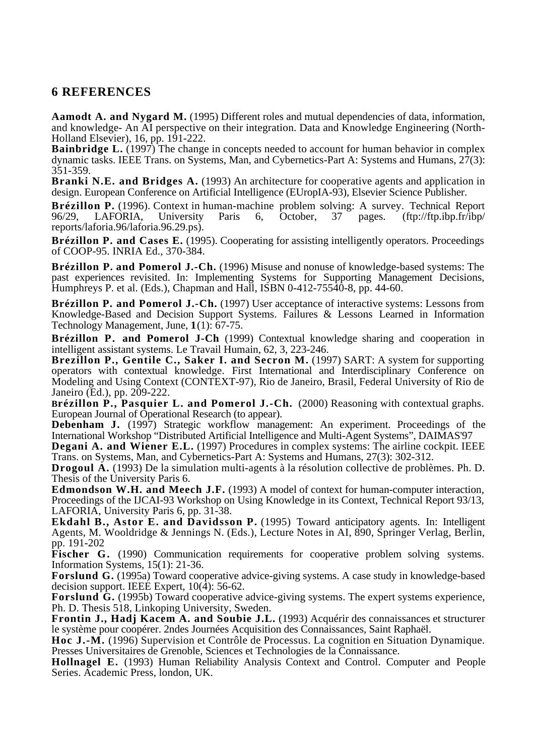## 6 REFERENCES

**Aamodt A. and Nygard M.** (1995) Different roles and mutual dependencies of data, information, and knowledge- An AI perspective on their integration. Data and Knowledge Engineering (North-Holland Elsevier), 16, pp. 191-222.

**Bainbridge L.** (1997) The change in concepts needed to account for human behavior in complex dynamic tasks. IEEE Trans. on Systems, Man, and Cybernetics-Part A: Systems and Humans, 27(3): 351-359.

**Branki N.E. and Bridges A.** (1993) An architecture for cooperative agents and application in design. European Conference on Artificial Intelligence (EUropIA-93), Elsevier Science Publisher.

**Brézillon P.** (1996). Context in human-machine problem solving: A survey. Technical Report 96/29, LAFORIA, University Paris 6, October, 37 pages. (ftp://ftp.ibp.fr/ibp/reports/laforia.96/laforia.96.29.ps).

**Brézillon P. and Cases E.** (1995). Cooperating for assisting intelligently operators. Proceedings of COOP-95. INRIA Ed., 370-384.

**Brézillon P. and Pomerol J.-Ch.** (1996) Misuse and nonuse of knowledge-based systems: The past experiences revisited. In: Implementing Systems for Supporting Management Decisions, Humphreys P. et al. (Eds.), Chapman and Hall, ISBN 0-412-75540-8, pp. 44-60.

**Brézillon P. and Pomerol J.-Ch.** (1997) User acceptance of interactive systems: Lessons from Knowledge-Based and Decision Support Systems. Failures & Lessons Learned in Information Technology Management, June, **1**(1): 67-75.

**Brézillon P. and Pomerol J-Ch** (1999) Contextual knowledge sharing and cooperation in intelligent assistant systems. Le Travail Humain, 62, 3, 223-246.

**Brezillon P., Gentile C., Saker I. and Secron M.** (1997) SART: A system for supporting operators with contextual knowledge. First International and Interdisciplinary Conference on Modeling and Using Context (CONTEXT-97), Rio de Janeiro, Brasil, Federal University of Rio de Janeiro (Ed.), pp. 209-222.

**Brézillon P., Pasquier L. and Pomerol J.-Ch.** (2000) Reasoning with contextual graphs. European Journal of Operational Research (to appear).

**Debenham J.** (1997) Strategic workflow management: An experiment. Proceedings of the International Workshop "Distributed Artificial Intelligence and Multi-Agent Systems", DAIMAS'97

**Degani A. and Wiener E.L.** (1997) Procedures in complex systems: The airline cockpit. IEEE Trans. on Systems, Man, and Cybernetics-Part A: Systems and Humans, 27(3): 302-312.

**Drogoul A.** (1993) De la simulation multi-agents à la résolution collective de problèmes. Ph. D. Thesis of the University Paris 6.

**Edmondson W.H. and Meech J.F.** (1993) A model of context for human-computer interaction, Proceedings of the IJCAI-93 Workshop on Using Knowledge in its Context, Technical Report 93/13, LAFORIA, University Paris 6, pp. 31-38.

**Ekdahl B., Astor E. and Davidsson P.** (1995) Toward anticipatory agents. In: Intelligent Agents, M. Wooldridge & Jennings N. (Eds.), Lecture Notes in AI, 890, Springer Verlag, Berlin, pp. 191-202

**Fischer G.** (1990) Communication requirements for cooperative problem solving systems. Information Systems, 15(1): 21-36.

**Forslund G.** (1995a) Toward cooperative advice-giving systems. A case study in knowledge-based decision support. IEEE Expert, 10(4): 56-62.

**Forslund G.** (1995b) Toward cooperative advice-giving systems. The expert systems experience, Ph. D. Thesis 518, Linkoping University, Sweden.

**Frontin J., Hadj Kacem A. and Soubie J.L.** (1993) Acquérir des connaissances et structurer le système pour coopérer. 2ndes Journées Acquisition des Connaissances, Saint Raphaël.

**Hoc J.-M.** (1996) Supervision et Contrôle de Processus. La cognition en Situation Dynamique. Presses Universitaires de Grenoble, Sciences et Technologies de la Connaissance.

**Hollnagel E.** (1993) Human Reliability Analysis Context and Control. Computer and People Series. Academic Press, london, UK.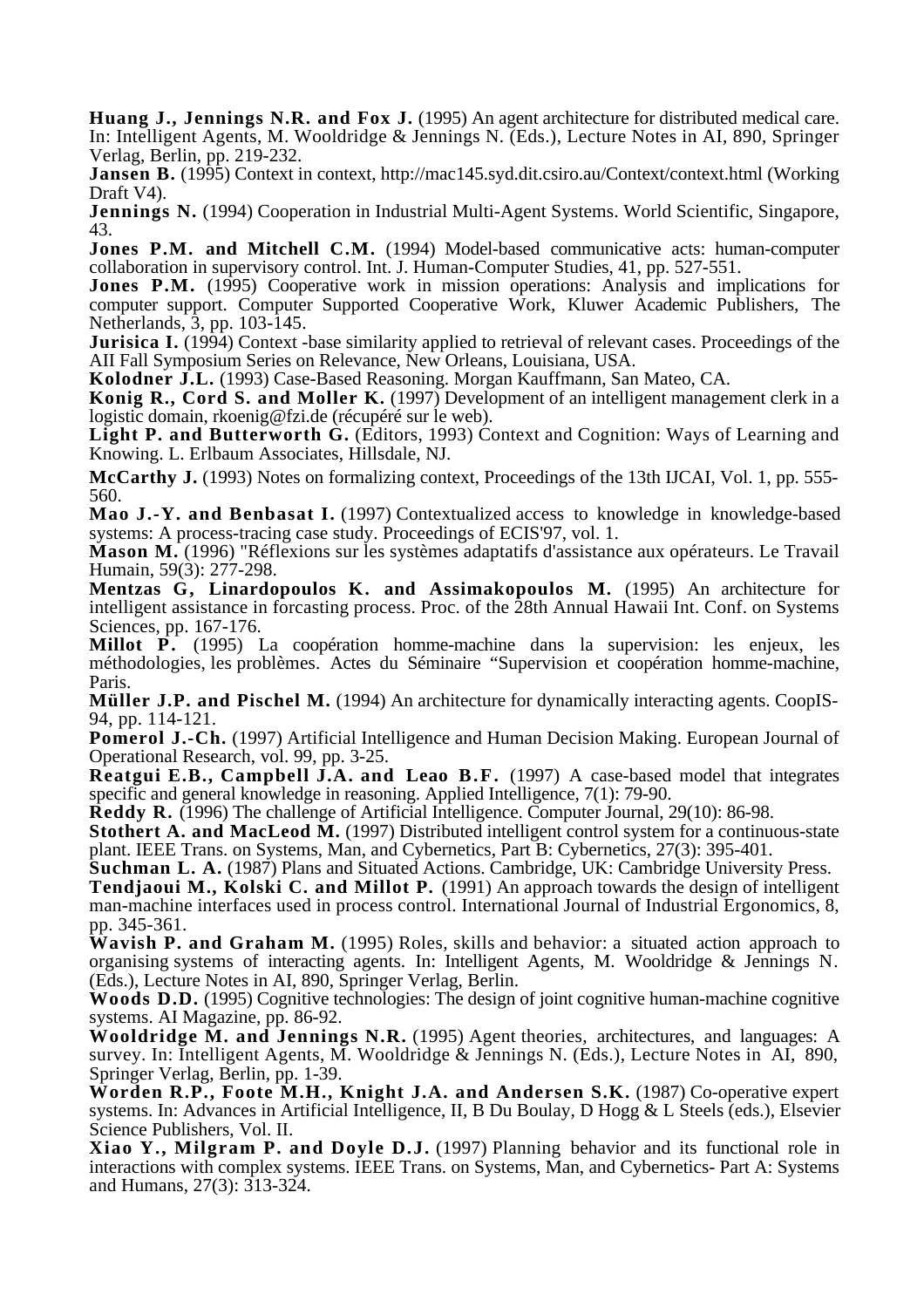**Huang J., Jennings N.R. and Fox J.** (1995) An agent architecture for distributed medical care. In: Intelligent Agents, M. Wooldridge & Jennings N. (Eds.), Lecture Notes in AI, 890, Springer Verlag, Berlin, pp. 219-232.

**Jansen B.** (1995) Context in context, http://mac145.syd.dit.csiro.au/Context/context.html (Working Draft V4).

**Jennings N.** (1994) Cooperation in Industrial Multi-Agent Systems. World Scientific, Singapore, 43.

**Jones P.M. and Mitchell C.M.** (1994) Model-based communicative acts: human-computer collaboration in supervisory control. Int. J. Human-Computer Studies, 41, pp. 527-551.

**Jones P.M.** (1995) Cooperative work in mission operations: Analysis and implications for computer support. Computer Supported Cooperative Work, Kluwer Academic Publishers, The Netherlands, 3, pp. 103-145.

**Jurisica I.** (1994) Context -base similarity applied to retrieval of relevant cases. Proceedings of the AII Fall Symposium Series on Relevance, New Orleans, Louisiana, USA.

**Kolodner J.L.** (1993) Case-Based Reasoning. Morgan Kauffmann, San Mateo, CA.

**Konig R., Cord S. and Moller K.** (1997) Development of an intelligent management clerk in a logistic domain, rkoenig@fzi.de (récupéré sur le web).

**Light P. and Butterworth G.** (Editors, 1993) Context and Cognition: Ways of Learning and Knowing. L. Erlbaum Associates, Hillsdale, NJ.

**McCarthy J.** (1993) Notes on formalizing context, Proceedings of the 13th IJCAI, Vol. 1, pp. 555-560.

**Mao J.-Y. and Benbasat I.** (1997) Contextualized access to knowledge in knowledge-based systems: A process-tracing case study. Proceedings of ECIS'97, vol. 1.

**Mason M.** (1996) "Réflexions sur les systèmes adaptatifs d'assistance aux opérateurs. Le Travail Humain, 59(3): 277-298.

**Mentzas G, Linardopoulos K. and Assimakopoulos M.** (1995) An architecture for intelligent assistance in forcasting process. Proc. of the 28th Annual Hawaii Int. Conf. on Systems Sciences, pp. 167-176.

**Millot P.** (1995) La coopération homme-machine dans la supervision: les enjeux, les méthodologies, les problèmes. Actes du Séminaire "Supervision et coopération homme-machine, Paris.

**Müller J.P. and Pischel M.** (1994) An architecture for dynamically interacting agents. CoopIS-94, pp. 114-121.

**Pomerol J.-Ch.** (1997) Artificial Intelligence and Human Decision Making. European Journal of Operational Research, vol. 99, pp. 3-25.

**Reatgui E.B., Campbell J.A. and Leao B.F.** (1997) A case-based model that integrates specific and general knowledge in reasoning. Applied Intelligence, 7(1): 79-90.

**Reddy R.** (1996) The challenge of Artificial Intelligence. Computer Journal, 29(10): 86-98.

**Stothert A. and MacLeod M.** (1997) Distributed intelligent control system for a continuous-state plant. IEEE Trans. on Systems, Man, and Cybernetics, Part B: Cybernetics, 27(3): 395-401.

**Suchman L. A.** (1987) Plans and Situated Actions. Cambridge, UK: Cambridge University Press.

**Tendjaoui M., Kolski C. and Millot P.** (1991) An approach towards the design of intelligent man-machine interfaces used in process control. International Journal of Industrial Ergonomics, 8, pp. 345-361.

**Wavish P. and Graham M.** (1995) Roles, skills and behavior: a situated action approach to organising systems of interacting agents. In: Intelligent Agents, M. Wooldridge & Jennings N. (Eds.), Lecture Notes in AI, 890, Springer Verlag, Berlin.

**Woods D.D.** (1995) Cognitive technologies: The design of joint cognitive human-machine cognitive systems. AI Magazine, pp. 86-92.

**Wooldridge M. and Jennings N.R.** (1995) Agent theories, architectures, and languages: A survey. In: Intelligent Agents, M. Wooldridge & Jennings N. (Eds.), Lecture Notes in AI, 890, Springer Verlag, Berlin, pp. 1-39.

**Worden R.P., Foote M.H., Knight J.A. and Andersen S.K.** (1987) Co-operative expert systems. In: Advances in Artificial Intelligence, II, B Du Boulay, D Hogg & L Steels (eds.), Elsevier Science Publishers, Vol. II.

**Xiao Y., Milgram P. and Doyle D.J.** (1997) Planning behavior and its functional role in interactions with complex systems. IEEE Trans. on Systems, Man, and Cybernetics- Part A: Systems and Humans, 27(3): 313-324.